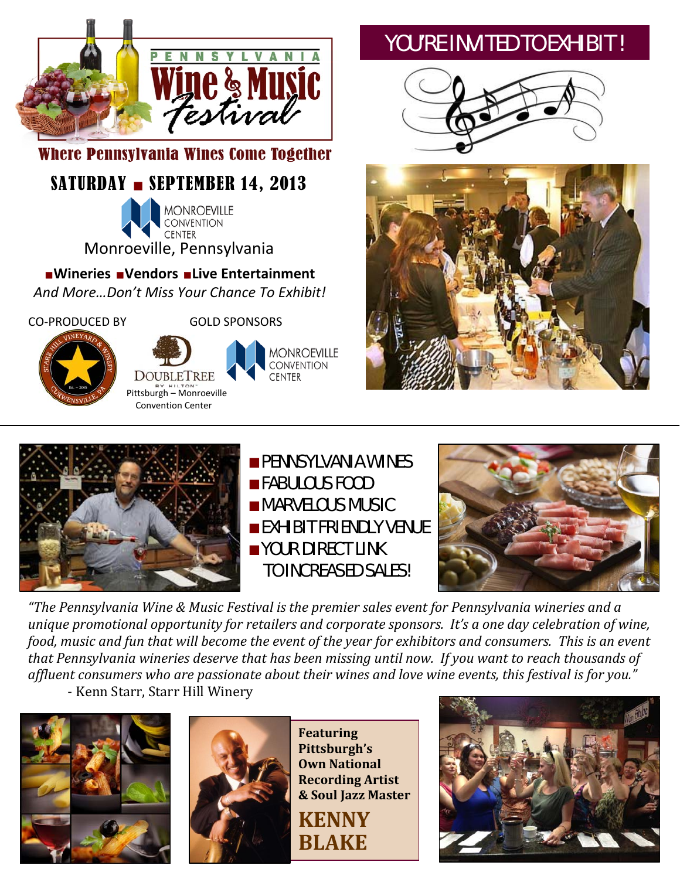# Pennsylvania Wine & Music Festival

## Where Pennsylvania Wines Come Together

## YOU'RE INVITED TO EXHIBIT!

**SATURDAY ■ SEPTEMBER 14, 2013**

MONROEVILLE CONVENTION CENTER

Monroeville, Pennsylvania

**■Wineries ■Vendors ■Live Entertainment**

*And More…Don't Miss Your Chance To Exhibit!*

CO-PRODUCED BY

Starr Hill Vineyard & Winery, Curwensville, PA

GOLD SPONSORS

DoubleTree by Hilton Pittsburgh – Monroeville Convention Center

Monroeville Convention Center

- PENNSYLVANIA WINES
- FABULOUS FOOD
- MARVELOUS MUSIC
- EXHIBIT FRIENDLY VENUE
- YOUR DIRECT LINK TO INCREASED SALES!

*"The Pennsylvania Wine & Music Festival is the premier sales event for Pennsylvania wineries and a unique promotional opportunity for retailers and corporate sponsors. It's a one day celebration of wine, food, music and fun that will become the event of the year for exhibitors and consumers. This is an event that Pennsylvania wineries deserve that has been missing until now. If you want to reach thousands of affluent consumers who are passionate about their wines and love wine events, this festival is for you."*

- Kenn Starr, Starr Hill Winery

**Featuring Pittsburgh's Own National Recording Artist & Soul Jazz Master**

## KENNY BLAKE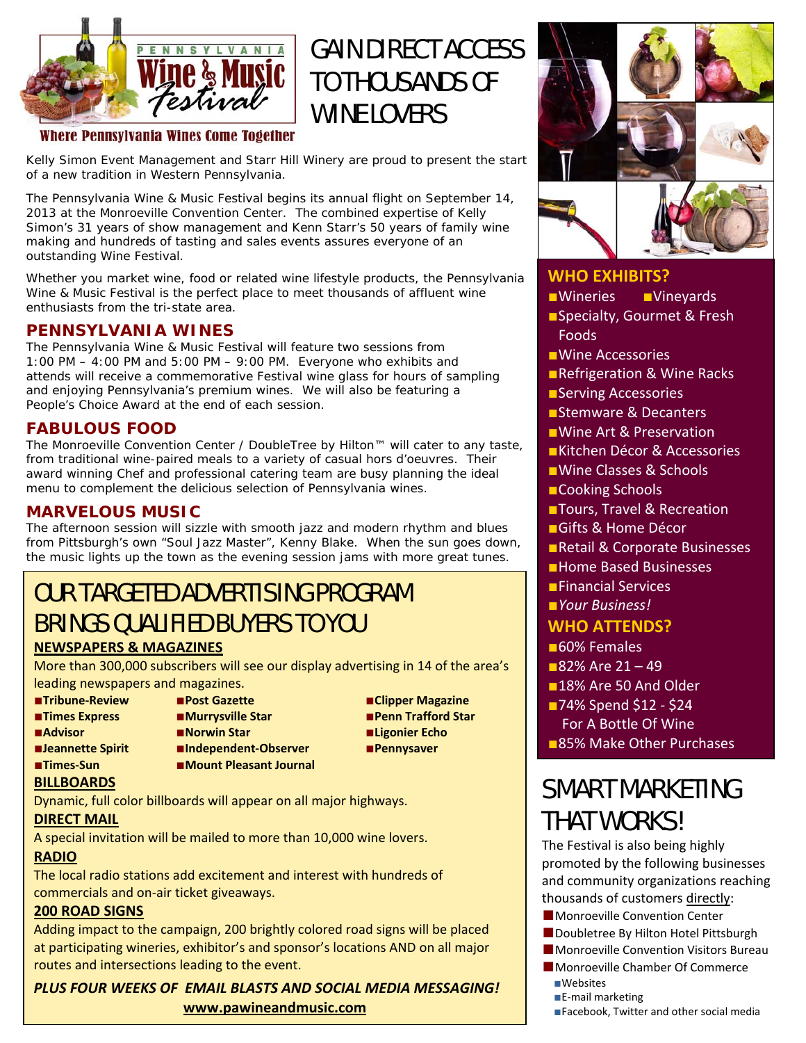Pennsylvania Wine & Music Festival

Where Pennsylvania Wines Come Together

# GAIN DIRECT ACCESS TO THOUSANDS OF WINE LOVERS

Kelly Simon Event Management and Starr Hill Winery are proud to present the start of a new tradition in Western Pennsylvania.

The Pennsylvania Wine & Music Festival begins its annual flight on September 14, 2013 at the Monroeville Convention Center. The combined expertise of Kelly Simon's 31 years of show management and Kenn Starr's 50 years of family wine making and hundreds of tasting and sales events assures everyone of an outstanding Wine Festival.

Whether you market wine, food or related wine lifestyle products, the Pennsylvania Wine & Music Festival is the perfect place to meet thousands of affluent wine enthusiasts from the tri-state area.

## PENNSYLVANIA WINES

The Pennsylvania Wine & Music Festival will feature two sessions from 1:00 PM – 4:00 PM and 5:00 PM – 9:00 PM. Everyone who exhibits and attends will receive a commemorative Festival wine glass for hours of sampling and enjoying Pennsylvania's premium wines. We will also be featuring a People's Choice Award at the end of each session.

## FABULOUS FOOD

The Monroeville Convention Center / DoubleTree by Hilton™ will cater to any taste, from traditional wine-paired meals to a variety of casual hors d'oeuvres. Their award winning Chef and professional catering team are busy planning the ideal menu to complement the delicious selection of Pennsylvania wines.

## MARVELOUS MUSIC

The afternoon session will sizzle with smooth jazz and modern rhythm and blues from Pittsburgh's own "Soul Jazz Master", Kenny Blake. When the sun goes down, the music lights up the town as the evening session jams with more great tunes.

# OUR TARGETED ADVERTISING PROGRAM BRINGS QUALIFIED BUYERS TO YOU

**NEWSPAPERS & MAGAZINES**

More than 300,000 subscribers will see our display advertising in 14 of the area's leading newspapers and magazines.

- **Tribune-Review**
- **Times Express**
- **Advisor**
- **Jeannette Spirit**
- **Times-Sun**
- **Post Gazette**
- **Murrysville Star**
- **Norwin Star**
- **Independent-Observer**
- **Mount Pleasant Journal**
- **Clipper Magazine**
- **Penn Trafford Star**
- **Ligonier Echo**
- **Pennysaver**

**BILLBOARDS**

Dynamic, full color billboards will appear on all major highways.

**DIRECT MAIL**

A special invitation will be mailed to more than 10,000 wine lovers.

**RADIO**

The local radio stations add excitement and interest with hundreds of commercials and on-air ticket giveaways.

**200 ROAD SIGNS**

Adding impact to the campaign, 200 brightly colored road signs will be placed at participating wineries, exhibitor's and sponsor's locations AND on all major routes and intersections leading to the event.

***PLUS FOUR WEEKS OF EMAIL BLASTS AND SOCIAL MEDIA MESSAGING!***

**www.pawineandmusic.com**

## WHO EXHIBITS?

- Wineries
- Vineyards
- Specialty, Gourmet & Fresh Foods
- Wine Accessories
- Refrigeration & Wine Racks
- Serving Accessories
- Stemware & Decanters
- Wine Art & Preservation
- Kitchen Décor & Accessories
- Wine Classes & Schools
- Cooking Schools
- Tours, Travel & Recreation
- Gifts & Home Décor
- Retail & Corporate Businesses
- Home Based Businesses
- Financial Services
- *Your Business!*

## WHO ATTENDS?

- 60% Females
- 82% Are 21 – 49
- 18% Are 50 And Older
- 74% Spend $12 - $24 For A Bottle Of Wine
- 85% Make Other Purchases

# SMART MARKETING THAT WORKS!

The Festival is also being highly promoted by the following businesses and community organizations reaching thousands of customers directly:

- Monroeville Convention Center
- Doubletree By Hilton Hotel Pittsburgh
- Monroeville Convention Visitors Bureau
- Monroeville Chamber Of Commerce
  - Websites
  - E-mail marketing
  - Facebook, Twitter and other social media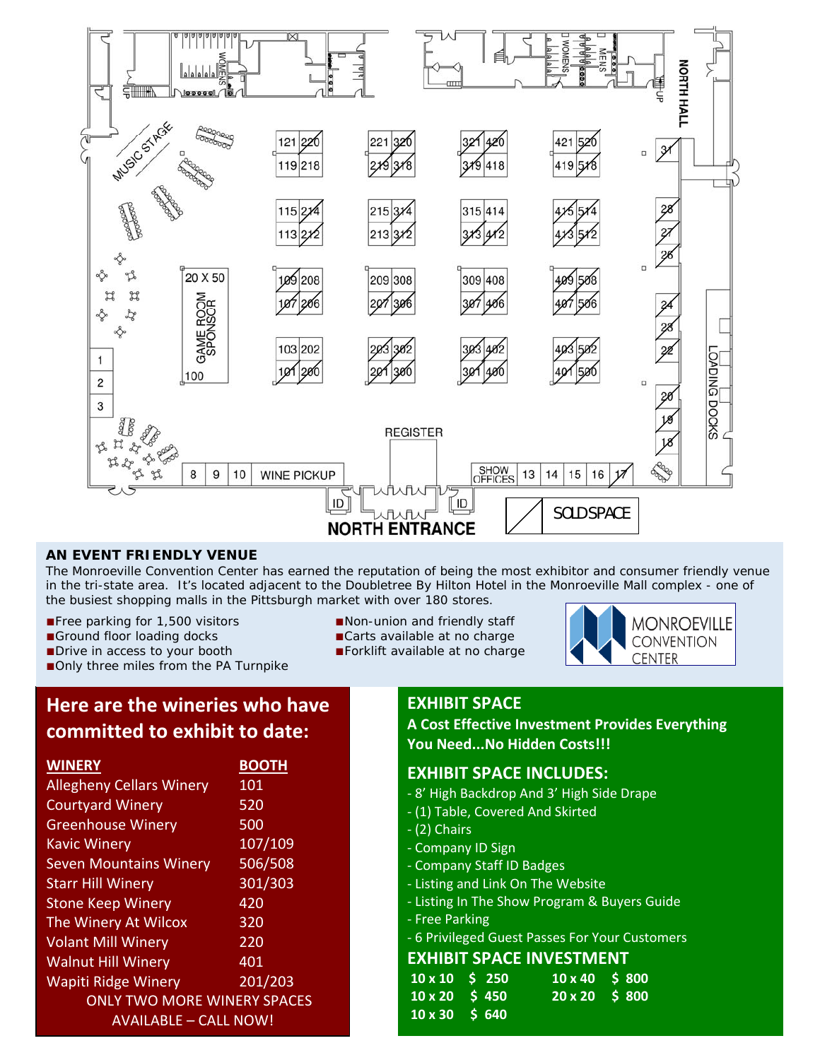MUSIC STAGE

20 X 50 GAME ROOM SPONSOR 100

REGISTER

WINE PICKUP

SHOW OFFICES

NORTH HALL

LOADING DOCKS

NORTH ENTRANCE

SOLD SPACE

### AN EVENT FRIENDLY VENUE

The Monroeville Convention Center has earned the reputation of being the most exhibitor and consumer friendly venue in the tri-state area. It's located adjacent to the Doubletree By Hilton Hotel in the Monroeville Mall complex - one of the busiest shopping malls in the Pittsburgh market with over 180 stores.

- Free parking for 1,500 visitors
- Ground floor loading docks
- Drive in access to your booth
- Only three miles from the PA Turnpike
- Non-union and friendly staff
- Carts available at no charge
- Forklift available at no charge

MONROEVILLE CONVENTION CENTER

## Here are the wineries who have committed to exhibit to date:

| WINERY | BOOTH |
| --- | --- |
| Allegheny Cellars Winery | 101 |
| Courtyard Winery | 520 |
| Greenhouse Winery | 500 |
| Kavic Winery | 107/109 |
| Seven Mountains Winery | 506/508 |
| Starr Hill Winery | 301/303 |
| Stone Keep Winery | 420 |
| The Winery At Wilcox | 320 |
| Volant Mill Winery | 220 |
| Walnut Hill Winery | 401 |
| Wapiti Ridge Winery | 201/203 |

ONLY TWO MORE WINERY SPACES AVAILABLE – CALL NOW!

## EXHIBIT SPACE

**A Cost Effective Investment Provides Everything You Need...No Hidden Costs!!!**

### EXHIBIT SPACE INCLUDES:

- 8' High Backdrop And 3' High Side Drape
- (1) Table, Covered And Skirted
- (2) Chairs
- Company ID Sign
- Company Staff ID Badges
- Listing and Link On The Website
- Listing In The Show Program & Buyers Guide
- Free Parking
- 6 Privileged Guest Passes For Your Customers

### EXHIBIT SPACE INVESTMENT

| Size | Price | Size | Price |
| --- | --- | --- | --- |
| 10 x 10 | $ 250 | 10 x 40 | $ 800 |
| 10 x 20 | $ 450 | 20 x 20 | $ 800 |
| 10 x 30 | $ 640 | | |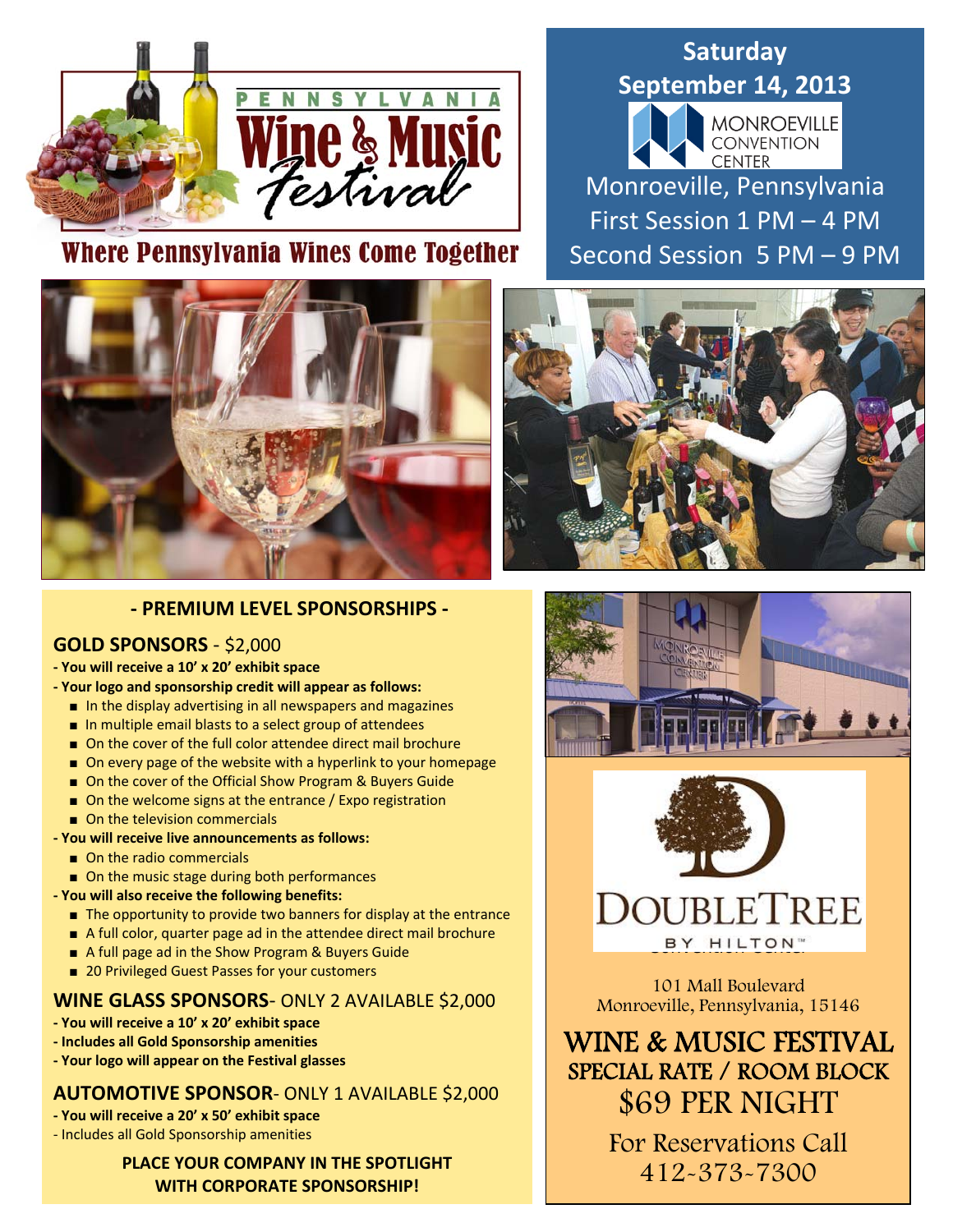PENNSYLVANIA

# Wine & Music Festival

**Where Pennsylvania Wines Come Together**

**Saturday**
**September 14, 2013**

MONROEVILLE CONVENTION CENTER

Monroeville, Pennsylvania
First Session 1 PM – 4 PM
Second Session 5 PM – 9 PM

## - PREMIUM LEVEL SPONSORSHIPS -

### GOLD SPONSORS - $2,000

**- You will receive a 10' x 20' exhibit space**

**- Your logo and sponsorship credit will appear as follows:**

- In the display advertising in all newspapers and magazines
- In multiple email blasts to a select group of attendees
- On the cover of the full color attendee direct mail brochure
- On every page of the website with a hyperlink to your homepage
- On the cover of the Official Show Program & Buyers Guide
- On the welcome signs at the entrance / Expo registration
- On the television commercials

**- You will receive live announcements as follows:**

- On the radio commercials
- On the music stage during both performances

**- You will also receive the following benefits:**

- The opportunity to provide two banners for display at the entrance
- A full color, quarter page ad in the attendee direct mail brochure
- A full page ad in the Show Program & Buyers Guide
- 20 Privileged Guest Passes for your customers

### WINE GLASS SPONSORS- ONLY 2 AVAILABLE $2,000

**- You will receive a 10' x 20' exhibit space**
**- Includes all Gold Sponsorship amenities**
**- Your logo will appear on the Festival glasses**

### AUTOMOTIVE SPONSOR- ONLY 1 AVAILABLE $2,000

**- You will receive a 20' x 50' exhibit space**
- Includes all Gold Sponsorship amenities

**PLACE YOUR COMPANY IN THE SPOTLIGHT WITH CORPORATE SPONSORSHIP!**

DOUBLETREE BY HILTON™

101 Mall Boulevard
Monroeville, Pennsylvania, 15146

## WINE & MUSIC FESTIVAL
### SPECIAL RATE / ROOM BLOCK
## $69 PER NIGHT

For Reservations Call
412-373-7300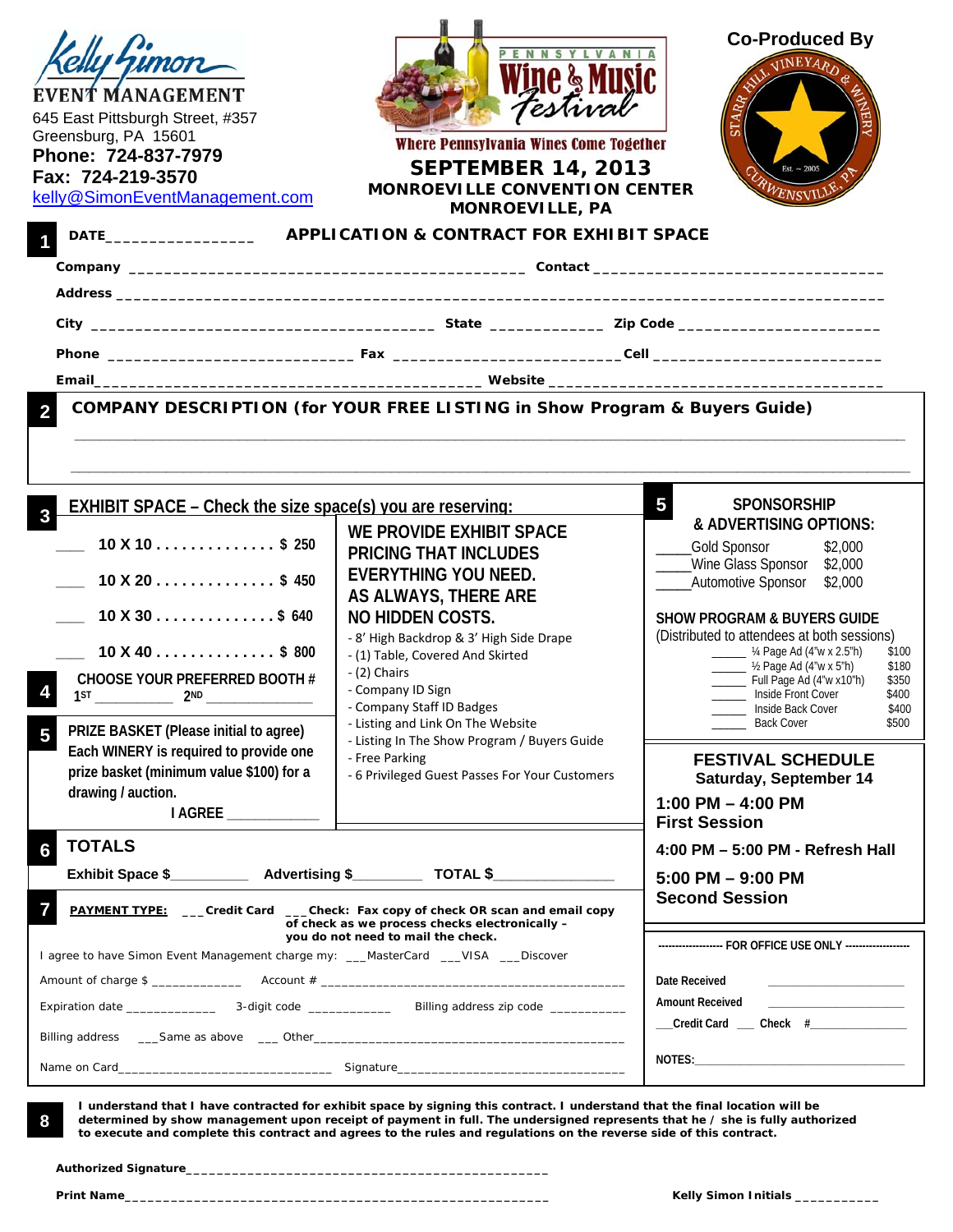Kelly Simon EVENT MANAGEMENT
645 East Pittsburgh Street, #357
Greensburg, PA 15601
**Phone: 724-837-7979**
**Fax: 724-219-3570**
kelly@SimonEventManagement.com

PENNSYLVANIA Wine & Music Festival
Where Pennsylvania Wines Come Together
**SEPTEMBER 14, 2013**
**MONROEVILLE CONVENTION CENTER**
**MONROEVILLE, PA**

**Co-Produced By**
STARR HILL VINEYARD & WINERY Est. ~ 2005 CURWENSVILLE, PA

**1** DATE________________ **APPLICATION & CONTRACT FOR EXHIBIT SPACE**

Company ____________________________________________ Contact ________________________________

Address ____________________________________________________________________________________

City _______________________________________ State ____________ Zip Code _____________________

Phone ___________________________ Fax _________________________ Cell __________________________

Email___________________________________________ Website ___________________________________

**2** **COMPANY DESCRIPTION (for YOUR FREE LISTING in Show Program & Buyers Guide)**

______________________________________________________________________________________________

______________________________________________________________________________________________

**3** **EXHIBIT SPACE – Check the size space(s) you are reserving:**

___ 10 X 10 . . . . . . . . . . . . . . $ 250

___ 10 X 20 . . . . . . . . . . . . . . $ 450

___ 10 X 30 . . . . . . . . . . . . . . $ 640

___ 10 X 40 . . . . . . . . . . . . . . $ 800

**WE PROVIDE EXHIBIT SPACE PRICING THAT INCLUDES EVERYTHING YOU NEED. AS ALWAYS, THERE ARE NO HIDDEN COSTS.**

- 8' High Backdrop & 3' High Side Drape
- (1) Table, Covered And Skirted
- (2) Chairs
- Company ID Sign
- Company Staff ID Badges
- Listing and Link On The Website
- Listing In The Show Program / Buyers Guide
- Free Parking
- 6 Privileged Guest Passes For Your Customers

**4** **CHOOSE YOUR PREFERRED BOOTH #**
1ST ___________ 2ND _______________

**5** **PRIZE BASKET (Please initial to agree)**
Each WINERY is required to provide one prize basket (minimum value $100) for a drawing / auction.
I AGREE ____________

**5** **SPONSORSHIP & ADVERTISING OPTIONS:**

_____Gold Sponsor $2,000
_____Wine Glass Sponsor $2,000
_____Automotive Sponsor $2,000

**SHOW PROGRAM & BUYERS GUIDE**
(Distributed to attendees at both sessions)

| | | |
|---|---|---|
| ______ | ¼ Page Ad (4"w x 2.5"h) | $100 |
| ______ | ½ Page Ad (4"w x 5"h) | $180 |
| ______ | Full Page Ad (4"w x10"h) | $350 |
| ______ | Inside Front Cover | $400 |
| ______ | Inside Back Cover | $400 |
| ______ | Back Cover | $500 |

**FESTIVAL SCHEDULE**
**Saturday, September 14**

**1:00 PM – 4:00 PM**
**First Session**

**4:00 PM – 5:00 PM - Refresh Hall**

**5:00 PM – 9:00 PM**
**Second Session**

**6** **TOTALS**

Exhibit Space $__________ Advertising $_________ TOTAL $_______________

**7** **PAYMENT TYPE:** ___Credit Card ___Check: Fax copy of check OR scan and email copy of check as we process checks electronically – you do not need to mail the check.

I agree to have Simon Event Management charge my: ___MasterCard ___VISA ___Discover

Amount of charge $ _____________ Account # ____________________________________________

Expiration date _____________ 3-digit code ____________ Billing address zip code ___________

Billing address ___Same as above ___ Other_______________________________________________

Name on Card_____________________________ Signature_________________________________

------------------- FOR OFFICE USE ONLY -------------------

Date Received ____________________

Amount Received ____________________

___Credit Card ___ Check #_______________

NOTES:________________________________

**8** **I understand that I have contracted for exhibit space by signing this contract. I understand that the final location will be determined by show management upon receipt of payment in full. The undersigned represents that he / she is fully authorized to execute and complete this contract and agrees to the rules and regulations on the reverse side of this contract.**

**Authorized Signature**_______________________________________________

**Print Name**_______________________________________________________ **Kelly Simon Initials** ___________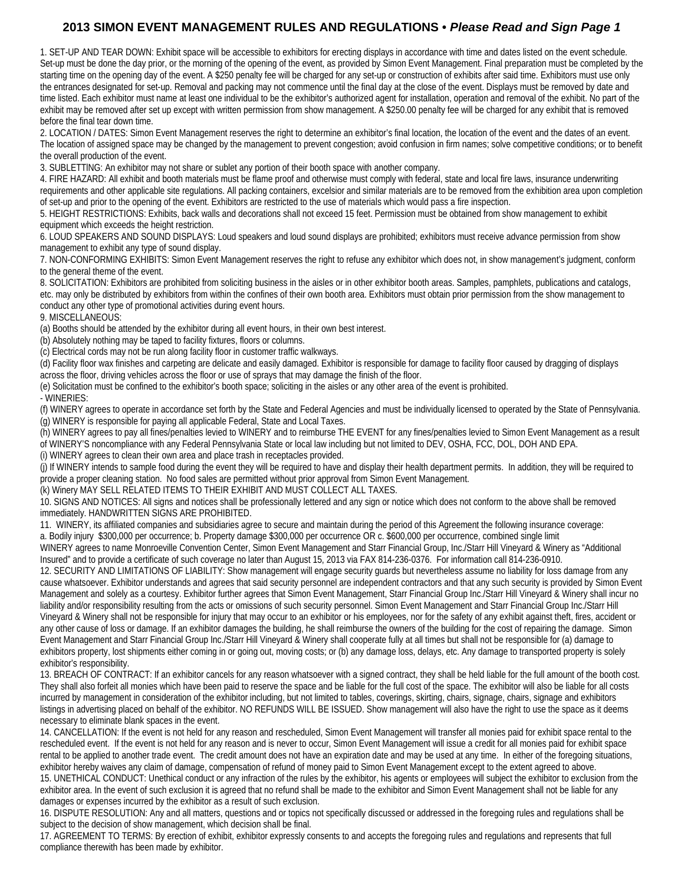## 2013 SIMON EVENT MANAGEMENT RULES AND REGULATIONS • *Please Read and Sign Page 1*

1. SET-UP AND TEAR DOWN: Exhibit space will be accessible to exhibitors for erecting displays in accordance with time and dates listed on the event schedule. Set-up must be done the day prior, or the morning of the opening of the event, as provided by Simon Event Management. Final preparation must be completed by the starting time on the opening day of the event. A $250 penalty fee will be charged for any set-up or construction of exhibits after said time. Exhibitors must use only the entrances designated for set-up. Removal and packing may not commence until the final day at the close of the event. Displays must be removed by date and time listed. Each exhibitor must name at least one individual to be the exhibitor's authorized agent for installation, operation and removal of the exhibit. No part of the exhibit may be removed after set up except with written permission from show management. A $250.00 penalty fee will be charged for any exhibit that is removed before the final tear down time.

2. LOCATION / DATES: Simon Event Management reserves the right to determine an exhibitor's final location, the location of the event and the dates of an event. The location of assigned space may be changed by the management to prevent congestion; avoid confusion in firm names; solve competitive conditions; or to benefit the overall production of the event.

3. SUBLETTING: An exhibitor may not share or sublet any portion of their booth space with another company.

4. FIRE HAZARD: All exhibit and booth materials must be flame proof and otherwise must comply with federal, state and local fire laws, insurance underwriting requirements and other applicable site regulations. All packing containers, excelsior and similar materials are to be removed from the exhibition area upon completion of set-up and prior to the opening of the event. Exhibitors are restricted to the use of materials which would pass a fire inspection.

5. HEIGHT RESTRICTIONS: Exhibits, back walls and decorations shall not exceed 15 feet. Permission must be obtained from show management to exhibit equipment which exceeds the height restriction.

6. LOUD SPEAKERS AND SOUND DISPLAYS: Loud speakers and loud sound displays are prohibited; exhibitors must receive advance permission from show management to exhibit any type of sound display.

7. NON-CONFORMING EXHIBITS: Simon Event Management reserves the right to refuse any exhibitor which does not, in show management's judgment, conform to the general theme of the event.

8. SOLICITATION: Exhibitors are prohibited from soliciting business in the aisles or in other exhibitor booth areas. Samples, pamphlets, publications and catalogs, etc. may only be distributed by exhibitors from within the confines of their own booth area. Exhibitors must obtain prior permission from the show management to conduct any other type of promotional activities during event hours.

9. MISCELLANEOUS:

(a) Booths should be attended by the exhibitor during all event hours, in their own best interest.

(b) Absolutely nothing may be taped to facility fixtures, floors or columns.

(c) Electrical cords may not be run along facility floor in customer traffic walkways.

(d) Facility floor wax finishes and carpeting are delicate and easily damaged. Exhibitor is responsible for damage to facility floor caused by dragging of displays across the floor, driving vehicles across the floor or use of sprays that may damage the finish of the floor.

(e) Solicitation must be confined to the exhibitor's booth space; soliciting in the aisles or any other area of the event is prohibited.

- WINERIES:

(f) WINERY agrees to operate in accordance set forth by the State and Federal Agencies and must be individually licensed to operated by the State of Pennsylvania.

(g) WINERY is responsible for paying all applicable Federal, State and Local Taxes.

(h) WINERY agrees to pay all fines/penalties levied to WINERY and to reimburse THE EVENT for any fines/penalties levied to Simon Event Management as a result of WINERY'S noncompliance with any Federal Pennsylvania State or local law including but not limited to DEV, OSHA, FCC, DOL, DOH AND EPA.

(i) WINERY agrees to clean their own area and place trash in receptacles provided.

(j) If WINERY intends to sample food during the event they will be required to have and display their health department permits. In addition, they will be required to provide a proper cleaning station. No food sales are permitted without prior approval from Simon Event Management.

(k) Winery MAY SELL RELATED ITEMS TO THEIR EXHIBIT AND MUST COLLECT ALL TAXES.

10. SIGNS AND NOTICES: All signs and notices shall be professionally lettered and any sign or notice which does not conform to the above shall be removed immediately. HANDWRITTEN SIGNS ARE PROHIBITED.

11. WINERY, its affiliated companies and subsidiaries agree to secure and maintain during the period of this Agreement the following insurance coverage:
a. Bodily injury $300,000 per occurrence; b. Property damage $300,000 per occurrence OR c. $600,000 per occurrence, combined single limit
WINERY agrees to name Monroeville Convention Center, Simon Event Management and Starr Financial Group, Inc./Starr Hill Vineyard & Winery as "Additional Insured" and to provide a certificate of such coverage no later than August 15, 2013 via FAX 814-236-0376. For information call 814-236-0910.

12. SECURITY AND LIMITATIONS OF LIABILITY: Show management will engage security guards but nevertheless assume no liability for loss damage from any cause whatsoever. Exhibitor understands and agrees that said security personnel are independent contractors and that any such security is provided by Simon Event Management and solely as a courtesy. Exhibitor further agrees that Simon Event Management, Starr Financial Group Inc./Starr Hill Vineyard & Winery shall incur no liability and/or responsibility resulting from the acts or omissions of such security personnel. Simon Event Management and Starr Financial Group Inc./Starr Hill Vineyard & Winery shall not be responsible for injury that may occur to an exhibitor or his employees, nor for the safety of any exhibit against theft, fires, accident or any other cause of loss or damage. If an exhibitor damages the building, he shall reimburse the owners of the building for the cost of repairing the damage. Simon Event Management and Starr Financial Group Inc./Starr Hill Vineyard & Winery shall cooperate fully at all times but shall not be responsible for (a) damage to exhibitors property, lost shipments either coming in or going out, moving costs; or (b) any damage loss, delays, etc. Any damage to transported property is solely exhibitor's responsibility.

13. BREACH OF CONTRACT: If an exhibitor cancels for any reason whatsoever with a signed contract, they shall be held liable for the full amount of the booth cost. They shall also forfeit all monies which have been paid to reserve the space and be liable for the full cost of the space. The exhibitor will also be liable for all costs incurred by management in consideration of the exhibitor including, but not limited to tables, coverings, skirting, chairs, signage, chairs, signage and exhibitors listings in advertising placed on behalf of the exhibitor. NO REFUNDS WILL BE ISSUED. Show management will also have the right to use the space as it deems necessary to eliminate blank spaces in the event.

14. CANCELLATION: If the event is not held for any reason and rescheduled, Simon Event Management will transfer all monies paid for exhibit space rental to the rescheduled event. If the event is not held for any reason and is never to occur, Simon Event Management will issue a credit for all monies paid for exhibit space rental to be applied to another trade event. The credit amount does not have an expiration date and may be used at any time. In either of the foregoing situations, exhibitor hereby waives any claim of damage, compensation of refund of money paid to Simon Event Management except to the extent agreed to above.

15. UNETHICAL CONDUCT: Unethical conduct or any infraction of the rules by the exhibitor, his agents or employees will subject the exhibitor to exclusion from the exhibitor area. In the event of such exclusion it is agreed that no refund shall be made to the exhibitor and Simon Event Management shall not be liable for any damages or expenses incurred by the exhibitor as a result of such exclusion.

16. DISPUTE RESOLUTION: Any and all matters, questions and or topics not specifically discussed or addressed in the foregoing rules and regulations shall be subject to the decision of show management, which decision shall be final.

17. AGREEMENT TO TERMS: By erection of exhibit, exhibitor expressly consents to and accepts the foregoing rules and regulations and represents that full compliance therewith has been made by exhibitor.